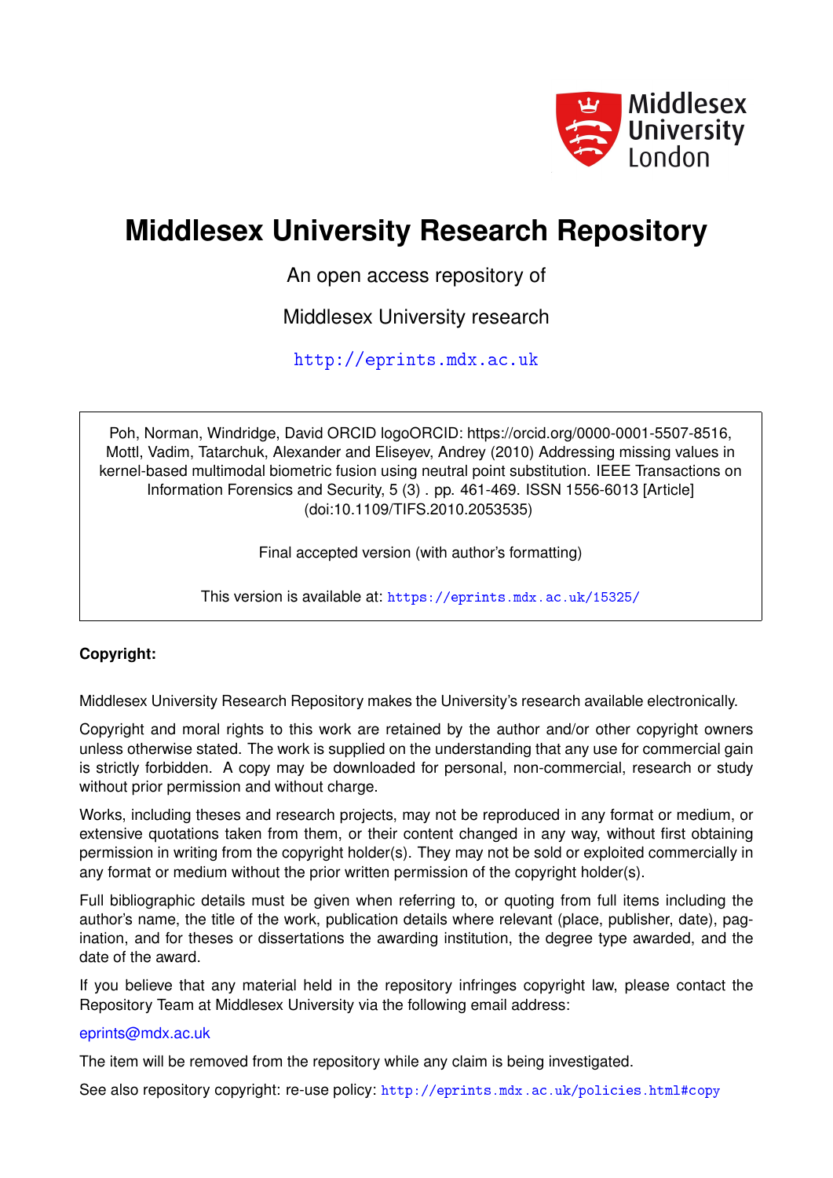Middlesex University London

# Middlesex University Research Repository

An open access repository of

Middlesex University research

http://eprints.mdx.ac.uk

Poh, Norman, Windridge, David ORCID logoORCID: https://orcid.org/0000-0001-5507-8516, Mottl, Vadim, Tatarchuk, Alexander and Eliseyev, Andrey (2010) Addressing missing values in kernel-based multimodal biometric fusion using neutral point substitution. IEEE Transactions on Information Forensics and Security, 5 (3) . pp. 461-469. ISSN 1556-6013 [Article] (doi:10.1109/TIFS.2010.2053535)

Final accepted version (with author's formatting)

This version is available at: https://eprints.mdx.ac.uk/15325/

**Copyright:**

Middlesex University Research Repository makes the University's research available electronically.

Copyright and moral rights to this work are retained by the author and/or other copyright owners unless otherwise stated. The work is supplied on the understanding that any use for commercial gain is strictly forbidden. A copy may be downloaded for personal, non-commercial, research or study without prior permission and without charge.

Works, including theses and research projects, may not be reproduced in any format or medium, or extensive quotations taken from them, or their content changed in any way, without first obtaining permission in writing from the copyright holder(s). They may not be sold or exploited commercially in any format or medium without the prior written permission of the copyright holder(s).

Full bibliographic details must be given when referring to, or quoting from full items including the author's name, the title of the work, publication details where relevant (place, publisher, date), pagination, and for theses or dissertations the awarding institution, the degree type awarded, and the date of the award.

If you believe that any material held in the repository infringes copyright law, please contact the Repository Team at Middlesex University via the following email address:

eprints@mdx.ac.uk

The item will be removed from the repository while any claim is being investigated.

See also repository copyright: re-use policy: http://eprints.mdx.ac.uk/policies.html#copy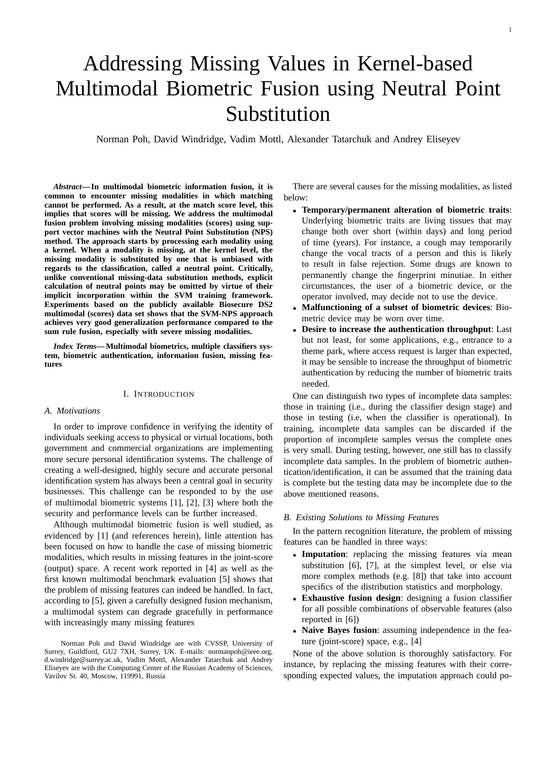# Addressing Missing Values in Kernel-based Multimodal Biometric Fusion using Neutral Point Substitution

Norman Poh, David Windridge, Vadim Mottl, Alexander Tatarchuk and Andrey Eliseyev

***Abstract*— In multimodal biometric information fusion, it is common to encounter missing modalities in which matching cannot be performed. As a result, at the match score level, this implies that scores will be missing. We address the multimodal fusion problem involving missing modalities (scores) using support vector machines with the Neutral Point Substitution (NPS) method. The approach starts by processing each modality using a kernel. When a modality is missing, at the kernel level, the missing modality is substituted by one that is unbiased with regards to the classification, called a neutral point. Critically, unlike conventional missing-data substitution methods, explicit calculation of neutral points may be omitted by virtue of their implicit incorporation within the SVM training framework. Experiments based on the publicly available Biosecure DS2 multimodal (scores) data set shows that the SVM-NPS approach achieves very good generalization performance compared to the sum rule fusion, especially with severe missing modalities.**

***Index Terms*— Multimodal biometrics, multiple classifiers system, biometric authentication, information fusion, missing features**

## I. Introduction

### *A. Motivations*

In order to improve confidence in verifying the identity of individuals seeking access to physical or virtual locations, both government and commercial organizations are implementing more secure personal identification systems. The challenge of creating a well-designed, highly secure and accurate personal identification system has always been a central goal in security businesses. This challenge can be responded to by the use of multimodal biometric systems [1], [2], [3] where both the security and performance levels can be further increased.

Although multimodal biometric fusion is well studied, as evidenced by [1] (and references herein), little attention has been focused on how to handle the case of missing biometric modalities, which results in missing features in the joint-score (output) space. A recent work reported in [4] as well as the first known multimodal benchmark evaluation [5] shows that the problem of missing features can indeed be handled. In fact, according to [5], given a carefully designed fusion mechanism, a multimodal system can degrade gracefully in performance with increasingly many missing features

Norman Poh and David Windridge are with CVSSP, University of Surrey, Guildford, GU2 7XH, Surrey, UK. E-mails: normanpoh@ieee.org, d.windridge@surrey.ac.uk, Vadim Mottl, Alexander Tatarchuk and Andrey Eliseyev are with the Computing Center of the Russian Academy of Sciences, Vavilov St. 40, Moscow, 119991, Russia

There are several causes for the missing modalities, as listed below:

- **Temporary/permanent alteration of biometric traits**: Underlying biometric traits are living tissues that may change both over short (within days) and long period of time (years). For instance, a cough may temporarily change the vocal tracts of a person and this is likely to result in false rejection. Some drugs are known to permanently change the fingerprint minutiae. In either circumstances, the user of a biometric device, or the operator involved, may decide not to use the device.
- **Malfunctioning of a subset of biometric devices**: Biometric device may be worn over time.
- **Desire to increase the authentication throughput**: Last but not least, for some applications, e.g., entrance to a theme park, where access request is larger than expected, it may be sensible to increase the throughput of biometric authentication by reducing the number of biometric traits needed.

One can distinguish two types of incomplete data samples: those in training (i.e., during the classifier design stage) and those in testing (i.e, when the classifier is operational). In training, incomplete data samples can be discarded if the proportion of incomplete samples versus the complete ones is very small. During testing, however, one still has to classify incomplete data samples. In the problem of biometric authentication/identification, it can be assumed that the training data is complete but the testing data may be incomplete due to the above mentioned reasons.

### *B. Existing Solutions to Missing Features*

In the pattern recognition literature, the problem of missing features can be handled in three ways:

- **Imputation**: replacing the missing features via mean substitution [6], [7], at the simplest level, or else via more complex methods (e.g. [8]) that take into account specifics of the distribution statistics and morphology.
- **Exhaustive fusion design**: designing a fusion classifier for all possible combinations of observable features (also reported in [6])
- **Naive Bayes fusion**: assuming independence in the feature (joint-score) space, e.g., [4]

None of the above solution is thoroughly satisfactory. For instance, by replacing the missing features with their corresponding expected values, the imputation approach could po-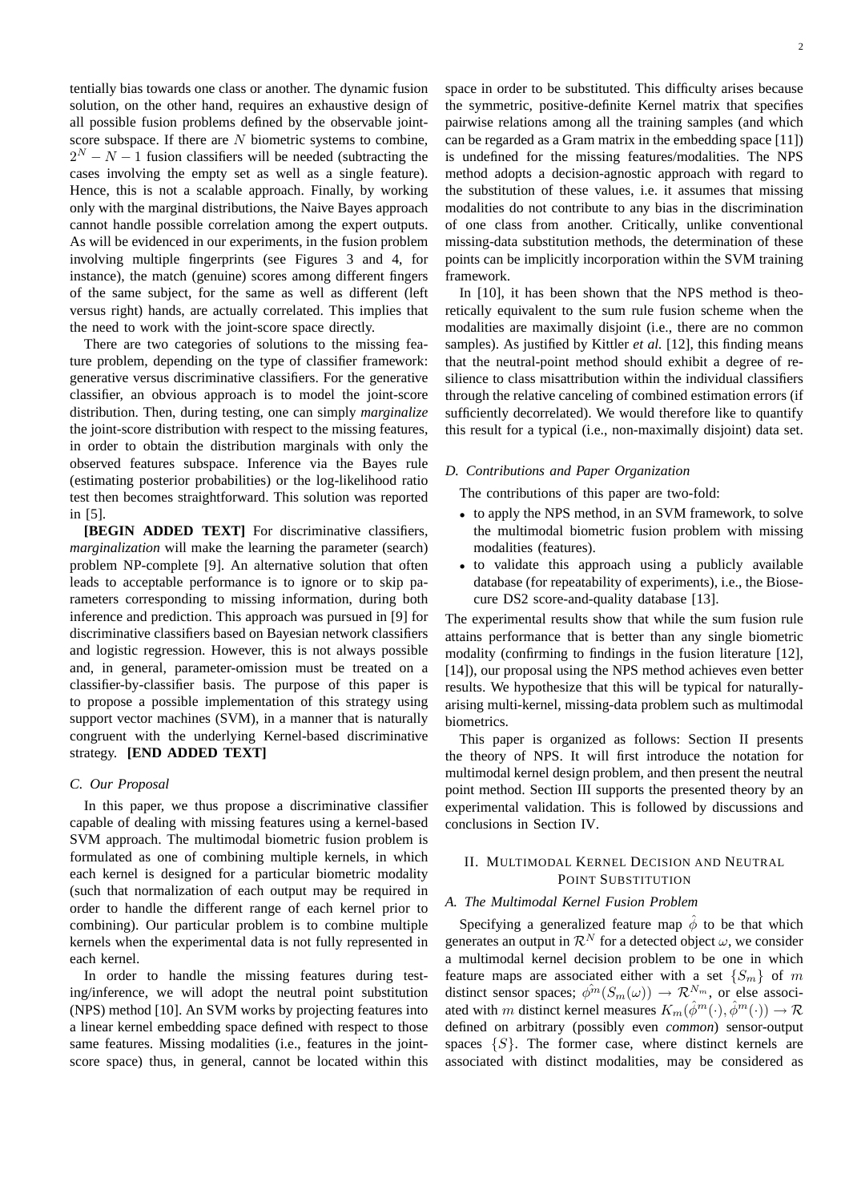tentially bias towards one class or another. The dynamic fusion solution, on the other hand, requires an exhaustive design of all possible fusion problems defined by the observable joint-score subspace. If there are $N$ biometric systems to combine, $2^N - N - 1$ fusion classifiers will be needed (subtracting the cases involving the empty set as well as a single feature). Hence, this is not a scalable approach. Finally, by working only with the marginal distributions, the Naive Bayes approach cannot handle possible correlation among the expert outputs. As will be evidenced in our experiments, in the fusion problem involving multiple fingerprints (see Figures 3 and 4, for instance), the match (genuine) scores among different fingers of the same subject, for the same as well as different (left versus right) hands, are actually correlated. This implies that the need to work with the joint-score space directly.

There are two categories of solutions to the missing feature problem, depending on the type of classifier framework: generative versus discriminative classifiers. For the generative classifier, an obvious approach is to model the joint-score distribution. Then, during testing, one can simply *marginalize* the joint-score distribution with respect to the missing features, in order to obtain the distribution marginals with only the observed features subspace. Inference via the Bayes rule (estimating posterior probabilities) or the log-likelihood ratio test then becomes straightforward. This solution was reported in [5].

**[BEGIN ADDED TEXT]** For discriminative classifiers, *marginalization* will make the learning the parameter (search) problem NP-complete [9]. An alternative solution that often leads to acceptable performance is to ignore or to skip parameters corresponding to missing information, during both inference and prediction. This approach was pursued in [9] for discriminative classifiers based on Bayesian network classifiers and logistic regression. However, this is not always possible and, in general, parameter-omission must be treated on a classifier-by-classifier basis. The purpose of this paper is to propose a possible implementation of this strategy using support vector machines (SVM), in a manner that is naturally congruent with the underlying Kernel-based discriminative strategy. **[END ADDED TEXT]**

### C. Our Proposal

In this paper, we thus propose a discriminative classifier capable of dealing with missing features using a kernel-based SVM approach. The multimodal biometric fusion problem is formulated as one of combining multiple kernels, in which each kernel is designed for a particular biometric modality (such that normalization of each output may be required in order to handle the different range of each kernel prior to combining). Our particular problem is to combine multiple kernels when the experimental data is not fully represented in each kernel.

In order to handle the missing features during testing/inference, we will adopt the neutral point substitution (NPS) method [10]. An SVM works by projecting features into a linear kernel embedding space defined with respect to those same features. Missing modalities (i.e., features in the joint-score space) thus, in general, cannot be located within this space in order to be substituted. This difficulty arises because the symmetric, positive-definite Kernel matrix that specifies pairwise relations among all the training samples (and which can be regarded as a Gram matrix in the embedding space [11]) is undefined for the missing features/modalities. The NPS method adopts a decision-agnostic approach with regard to the substitution of these values, i.e. it assumes that missing modalities do not contribute to any bias in the discrimination of one class from another. Critically, unlike conventional missing-data substitution methods, the determination of these points can be implicitly incorporation within the SVM training framework.

In [10], it has been shown that the NPS method is theoretically equivalent to the sum rule fusion scheme when the modalities are maximally disjoint (i.e., there are no common samples). As justified by Kittler *et al.* [12], this finding means that the neutral-point method should exhibit a degree of resilience to class misattribution within the individual classifiers through the relative canceling of combined estimation errors (if sufficiently decorrelated). We would therefore like to quantify this result for a typical (i.e., non-maximally disjoint) data set.

### D. Contributions and Paper Organization

The contributions of this paper are two-fold:

- to apply the NPS method, in an SVM framework, to solve the multimodal biometric fusion problem with missing modalities (features).
- to validate this approach using a publicly available database (for repeatability of experiments), i.e., the Biosecure DS2 score-and-quality database [13].

The experimental results show that while the sum fusion rule attains performance that is better than any single biometric modality (confirming to findings in the fusion literature [12], [14]), our proposal using the NPS method achieves even better results. We hypothesize that this will be typical for naturally-arising multi-kernel, missing-data problem such as multimodal biometrics.

This paper is organized as follows: Section II presents the theory of NPS. It will first introduce the notation for multimodal kernel design problem, and then present the neutral point method. Section III supports the presented theory by an experimental validation. This is followed by discussions and conclusions in Section IV.

## II. Multimodal Kernel Decision and Neutral Point Substitution

### A. The Multimodal Kernel Fusion Problem

Specifying a generalized feature map $\hat{\phi}$ to be that which generates an output in $\mathcal{R}^N$ for a detected object $\omega$, we consider a multimodal kernel decision problem to be one in which feature maps are associated either with a set $\{S_m\}$ of $m$ distinct sensor spaces; $\hat{\phi^m}(S_m(\omega)) \rightarrow \mathcal{R}^{N_m}$, or else associated with $m$ distinct kernel measures $K_m(\hat{\phi}^m(\cdot), \hat{\phi}^m(\cdot)) \rightarrow \mathcal{R}$ defined on arbitrary (possibly even *common*) sensor-output spaces $\{S\}$. The former case, where distinct kernels are associated with distinct modalities, may be considered as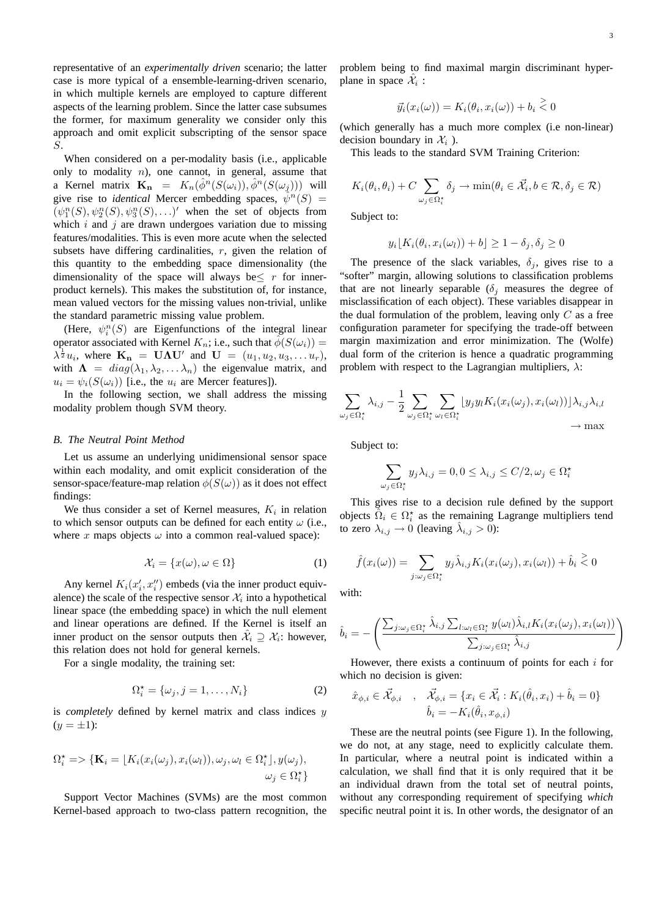representative of an *experimentally driven* scenario; the latter case is more typical of a ensemble-learning-driven scenario, in which multiple kernels are employed to capture different aspects of the learning problem. Since the latter case subsumes the former, for maximum generality we consider only this approach and omit explicit subscripting of the sensor space $S$.

When considered on a per-modality basis (i.e., applicable only to modality $n$), one cannot, in general, assume that a Kernel matrix $\mathbf{K_n} = K_n(\hat{\phi}^n(S(\omega_i)), \hat{\phi}^n(S(\omega_j)))$ will give rise to *identical* Mercer embedding spaces, $\hat{\psi}^n(S) = (\psi_1^n(S), \psi_2^n(S), \psi_3^n(S), \ldots)'$ when the set of objects from which $i$ and $j$ are drawn undergoes variation due to missing features/modalities. This is even more acute when the selected subsets have differing cardinalities, $r$, given the relation of this quantity to the embedding space dimensionality (the dimensionality of the space will always be$\leq$ $r$ for inner-product kernels). This makes the substitution of, for instance, mean valued vectors for the missing values non-trivial, unlike the standard parametric missing value problem.

(Here, $\psi_i^n(S)$ are Eigenfunctions of the integral linear operator associated with Kernel $K_n$; i.e., such that $\hat{\phi}(S(\omega_i)) = \lambda^{\frac{1}{2}} u_i$, where $\mathbf{K_n} = \mathbf{U}\mathbf{\Lambda}\mathbf{U}'$ and $\mathbf{U} = (u_1, u_2, u_3, \ldots u_r)$, with $\mathbf{\Lambda} = diag(\lambda_1, \lambda_2, \ldots \lambda_n)$ the eigenvalue matrix, and $u_i = \psi_i(S(\omega_i))$ [i.e., the $u_i$ are Mercer features]).

In the following section, we shall address the missing modality problem though SVM theory.

### B. The Neutral Point Method

Let us assume an underlying unidimensional sensor space within each modality, and omit explicit consideration of the sensor-space/feature-map relation $\phi(S(\omega))$ as it does not effect findings:

We thus consider a set of Kernel measures, $K_i$ in relation to which sensor outputs can be defined for each entity $\omega$ (i.e., where $x$ maps objects $\omega$ into a common real-valued space):

$$\mathcal{X}_i = \{x(\omega), \omega \in \Omega\} \tag{1}$$

Any kernel $K_i(x_i', x_i'')$ embeds (via the inner product equivalence) the scale of the respective sensor $\mathcal{X}_i$ into a hypothetical linear space (the embedding space) in which the null element and linear operations are defined. If the Kernel is itself an inner product on the sensor outputs then $\hat{\mathcal{X}}_i \supseteq \mathcal{X}_i$: however, this relation does not hold for general kernels.

For a single modality, the training set:

$$\Omega_i^\star = \{\omega_j, j = 1, \ldots, N_i\} \tag{2}$$

is *completely* defined by kernel matrix and class indices $y$ ($y = \pm 1$):

$$\Omega_i^\star => \{\mathbf{K}_i = \lfloor K_i(x_i(\omega_j), x_i(\omega_l)), \omega_j, \omega_l \in \Omega_i^\star \rfloor, y(\omega_j), \omega_j \in \Omega_i^\star\}$$

Support Vector Machines (SVMs) are the most common Kernel-based approach to two-class pattern recognition, the problem being to find maximal margin discriminant hyperplane in space $\hat{\mathcal{X}}_i$ :

$$\vec{y}_i(x_i(\omega)) = K_i(\theta_i, x_i(\omega)) + b_i \gtrless 0$$

(which generally has a much more complex (i.e non-linear) decision boundary in $\mathcal{X}_i$ ).

This leads to the standard SVM Training Criterion:

$$K_i(\theta_i, \theta_i) + C \sum_{\omega_j \in \Omega_i^\star} \delta_j \to \min(\theta_i \in \vec{\mathcal{X}}_i, b \in \mathcal{R}, \delta_j \in \mathcal{R})$$

Subject to:

$$y_i \lfloor K_i(\theta_i, x_i(\omega_l)) + b \rfloor \geq 1 - \delta_j, \delta_j \geq 0$$

The presence of the slack variables, $\delta_j$, gives rise to a "softer" margin, allowing solutions to classification problems that are not linearly separable ($\delta_j$ measures the degree of misclassification of each object). These variables disappear in the dual formulation of the problem, leaving only $C$ as a free configuration parameter for specifying the trade-off between margin maximization and error minimization. The (Wolfe) dual form of the criterion is hence a quadratic programming problem with respect to the Lagrangian multipliers, $\lambda$:

$$\sum_{\omega_j \in \Omega_i^\star} \lambda_{i,j} - \frac{1}{2} \sum_{\omega_j \in \Omega_i^\star} \sum_{\omega_l \in \Omega_i^\star} \lfloor y_j y_l K_i(x_i(\omega_j), x_i(\omega_l)) \rfloor \lambda_{i,j} \lambda_{i,l} \to \max$$

Subject to:

$$\sum_{\omega_j \in \Omega_i^\star} y_j \lambda_{i,j} = 0, 0 \leq \lambda_{i,j} \leq C/2, \omega_j \in \Omega_i^\star$$

This gives rise to a decision rule defined by the support objects $\hat{\Omega}_i \in \Omega_i^\star$ as the remaining Lagrange multipliers tend to zero $\lambda_{i,j} \to 0$ (leaving $\hat{\lambda}_{i,j} > 0$):

$$\hat{f}(x_i(\omega)) = \sum_{j:\omega_j \in \Omega_i^\star} y_j \hat{\lambda}_{i,j} K_i(x_i(\omega_j), x_i(\omega_l)) + \hat{b}_i \gtrless 0$$

with:

$$\hat{b}_i = -\left( \frac{\sum_{j:\omega_j \in \Omega_i^\star} \hat{\lambda}_{i,j} \sum_{l:\omega_l \in \Omega_i^\star} y(\omega_l) \hat{\lambda}_{i,l} K_i(x_i(\omega_j), x_i(\omega_l))}{\sum_{j:\omega_j \in \Omega_i^\star} \hat{\lambda}_{i,j}} \right)$$

However, there exists a continuum of points for each $i$ for which no decision is given:

$$\hat{x}_{\phi,i} \in \vec{\mathcal{X}}_{\phi,i} \quad , \quad \vec{\mathcal{X}}_{\phi,i} = \{x_i \in \vec{\mathcal{X}}_i : K_i(\hat{\theta}_i, x_i) + \hat{b}_i = 0\}$$
$$\hat{b}_i = -K_i(\hat{\theta}_i, x_{\phi,i})$$

These are the neutral points (see Figure 1). In the following, we do not, at any stage, need to explicitly calculate them. In particular, where a neutral point is indicated within a calculation, we shall find that it is only required that it be an individual drawn from the total set of neutral points, without any corresponding requirement of specifying *which* specific neutral point it is. In other words, the designator of an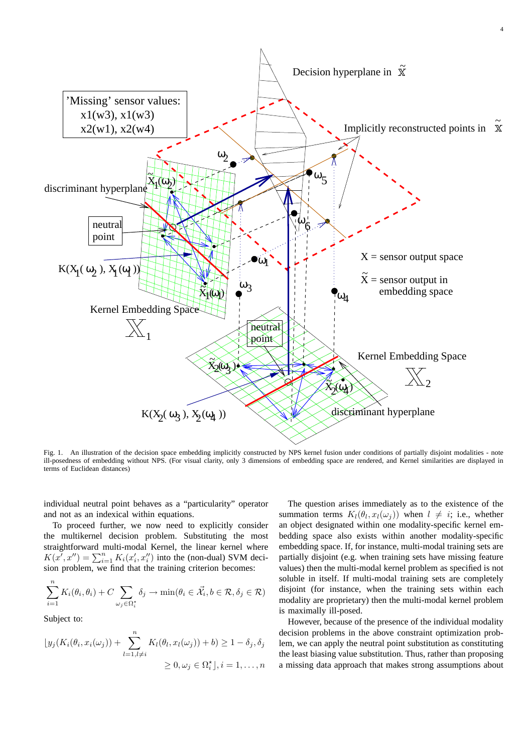Fig. 1. An illustration of the decision space embedding implicitly constructed by NPS kernel fusion under conditions of partially disjoint modalities - note ill-posedness of embedding without NPS. (For visual clarity, only 3 dimensions of embedding space are rendered, and Kernel similarities are displayed in terms of Euclidean distances)

individual neutral point behaves as a "particularity" operator and not as an indexical within equations.

To proceed further, we now need to explicitly consider the multikernel decision problem. Substituting the most straightforward multi-modal Kernel, the linear kernel where $K(x', x'') = \sum_{i=1}^{n} K_i(x'_i, x''_i)$ into the (non-dual) SVM decision problem, we find that the training criterion becomes:

$$\sum_{i=1}^{n} K_i(\theta_i, \theta_i) + C \sum_{\omega_j \in \Omega_i^\star} \delta_j \rightarrow \min(\theta_i \in \vec{\mathcal{X}}_i, b \in \mathcal{R}, \delta_j \in \mathcal{R})$$

Subject to:

$$\lfloor y_j(K_i(\theta_i, x_i(\omega_j)) + \sum_{l=1, l \neq i}^{n} K_l(\theta_l, x_l(\omega_j)) + b) \geq 1 - \delta_j, \delta_j \geq 0, \omega_j \in \Omega_i^\star \rfloor, i = 1, \ldots, n$$

The question arises immediately as to the existence of the summation terms $K_l(\theta_l, x_l(\omega_j))$ when $l \neq i$; i.e., whether an object designated within one modality-specific kernel embedding space also exists within another modality-specific embedding space. If, for instance, multi-modal training sets are partially disjoint (e.g. when training sets have missing feature values) then the multi-modal kernel problem as specified is not soluble in itself. If multi-modal training sets are completely disjoint (for instance, when the training sets within each modality are proprietary) then the multi-modal kernel problem is maximally ill-posed.

However, because of the presence of the individual modality decision problems in the above constraint optimization problem, we can apply the neutral point substitution as constituting the least biasing value substitution. Thus, rather than proposing a missing data approach that makes strong assumptions about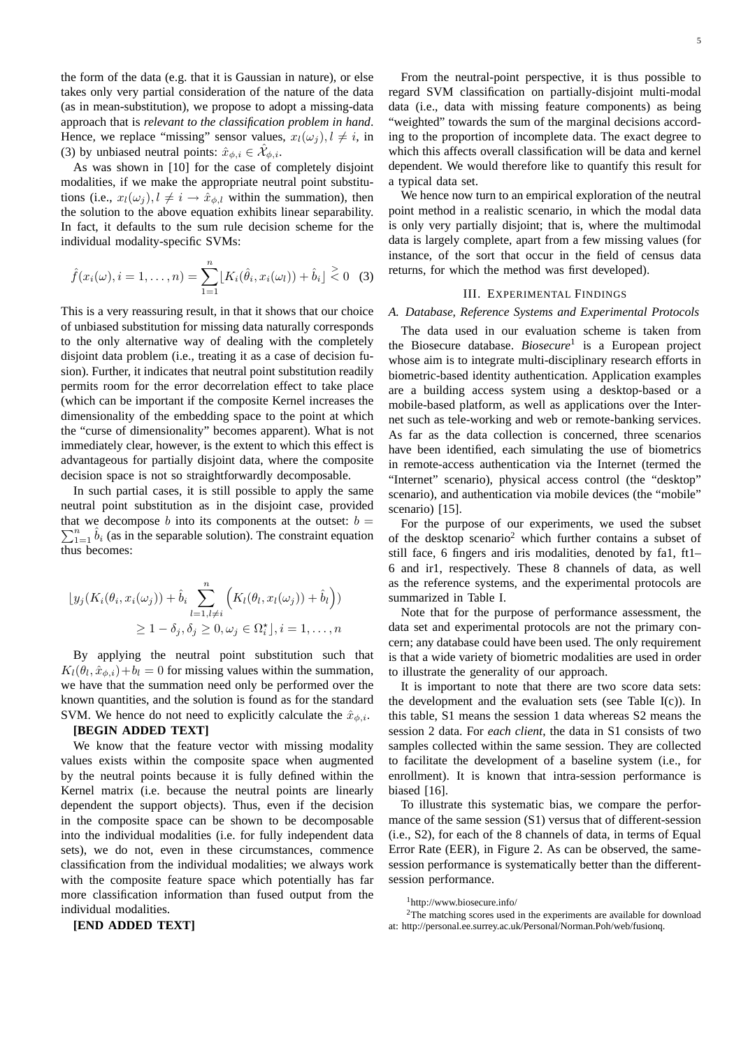the form of the data (e.g. that it is Gaussian in nature), or else takes only very partial consideration of the nature of the data (as in mean-substitution), we propose to adopt a missing-data approach that is *relevant to the classification problem in hand*. Hence, we replace "missing" sensor values, $x_l(\omega_j), l \neq i$, in (3) by unbiased neutral points: $\hat{x}_{\phi,i} \in \hat{\mathcal{X}}_{\phi,i}$.

As was shown in [10] for the case of completely disjoint modalities, if we make the appropriate neutral point substitutions (i.e., $x_l(\omega_j), l \neq i \rightarrow \hat{x}_{\phi,l}$ within the summation), then the solution to the above equation exhibits linear separability. In fact, it defaults to the sum rule decision scheme for the individual modality-specific SVMs:

$$\hat{f}(x_i(\omega), i = 1, \ldots, n) = \sum_{1=1}^{n} \lfloor K_i(\hat{\theta}_i, x_i(\omega_l)) + \hat{b}_i \rfloor \gtrless 0 \quad (3)$$

This is a very reassuring result, in that it shows that our choice of unbiased substitution for missing data naturally corresponds to the only alternative way of dealing with the completely disjoint data problem (i.e., treating it as a case of decision fusion). Further, it indicates that neutral point substitution readily permits room for the error decorrelation effect to take place (which can be important if the composite Kernel increases the dimensionality of the embedding space to the point at which the "curse of dimensionality" becomes apparent). What is not immediately clear, however, is the extent to which this effect is advantageous for partially disjoint data, where the composite decision space is not so straightforwardly decomposable.

In such partial cases, it is still possible to apply the same neutral point substitution as in the disjoint case, provided that we decompose $b$ into its components at the outset: $b = \sum_{1=1}^{n} \hat{b}_i$ (as in the separable solution). The constraint equation thus becomes:

$$\lfloor y_j(K_i(\theta_i, x_i(\omega_j)) + \hat{b}_i \sum_{l=1, l\neq i}^{n} \left( K_l(\theta_l, x_l(\omega_j)) + \hat{b}_l \right))$$
$$\geq 1 - \delta_j, \delta_j \geq 0, \omega_j \in \Omega_i^{\star} \rfloor, i = 1, \ldots, n$$

By applying the neutral point substitution such that $K_l(\theta_l, \hat{x}_{\phi,i}) + b_l = 0$ for missing values within the summation, we have that the summation need only be performed over the known quantities, and the solution is found as for the standard SVM. We hence do not need to explicitly calculate the $\hat{x}_{\phi,i}$.

**[BEGIN ADDED TEXT]**

We know that the feature vector with missing modality values exists within the composite space when augmented by the neutral points because it is fully defined within the Kernel matrix (i.e. because the neutral points are linearly dependent the support objects). Thus, even if the decision in the composite space can be shown to be decomposable into the individual modalities (i.e. for fully independent data sets), we do not, even in these circumstances, commence classification from the individual modalities; we always work with the composite feature space which potentially has far more classification information than fused output from the individual modalities.

**[END ADDED TEXT]**

From the neutral-point perspective, it is thus possible to regard SVM classification on partially-disjoint multi-modal data (i.e., data with missing feature components) as being "weighted" towards the sum of the marginal decisions according to the proportion of incomplete data. The exact degree to which this affects overall classification will be data and kernel dependent. We would therefore like to quantify this result for a typical data set.

We hence now turn to an empirical exploration of the neutral point method in a realistic scenario, in which the modal data is only very partially disjoint; that is, where the multimodal data is largely complete, apart from a few missing values (for instance, of the sort that occur in the field of census data returns, for which the method was first developed).

## III. Experimental Findings

### A. Database, Reference Systems and Experimental Protocols

The data used in our evaluation scheme is taken from the Biosecure database. *Biosecure*[1] is a European project whose aim is to integrate multi-disciplinary research efforts in biometric-based identity authentication. Application examples are a building access system using a desktop-based or a mobile-based platform, as well as applications over the Internet such as tele-working and web or remote-banking services. As far as the data collection is concerned, three scenarios have been identified, each simulating the use of biometrics in remote-access authentication via the Internet (termed the "Internet" scenario), physical access control (the "desktop" scenario), and authentication via mobile devices (the "mobile" scenario) [15].

For the purpose of our experiments, we used the subset of the desktop scenario[2] which further contains a subset of still face, 6 fingers and iris modalities, denoted by fa1, ft1–6 and ir1, respectively. These 8 channels of data, as well as the reference systems, and the experimental protocols are summarized in Table I.

Note that for the purpose of performance assessment, the data set and experimental protocols are not the primary concern; any database could have been used. The only requirement is that a wide variety of biometric modalities are used in order to illustrate the generality of our approach.

It is important to note that there are two score data sets: the development and the evaluation sets (see Table I(c)). In this table, S1 means the session 1 data whereas S2 means the session 2 data. For *each client*, the data in S1 consists of two samples collected within the same session. They are collected to facilitate the development of a baseline system (i.e., for enrollment). It is known that intra-session performance is biased [16].

To illustrate this systematic bias, we compare the performance of the same session (S1) versus that of different-session (i.e., S2), for each of the 8 channels of data, in terms of Equal Error Rate (EER), in Figure 2. As can be observed, the same-session performance is systematically better than the different-session performance.

[1] http://www.biosecure.info/

[2] The matching scores used in the experiments are available for download at: http://personal.ee.surrey.ac.uk/Personal/Norman.Poh/web/fusionq.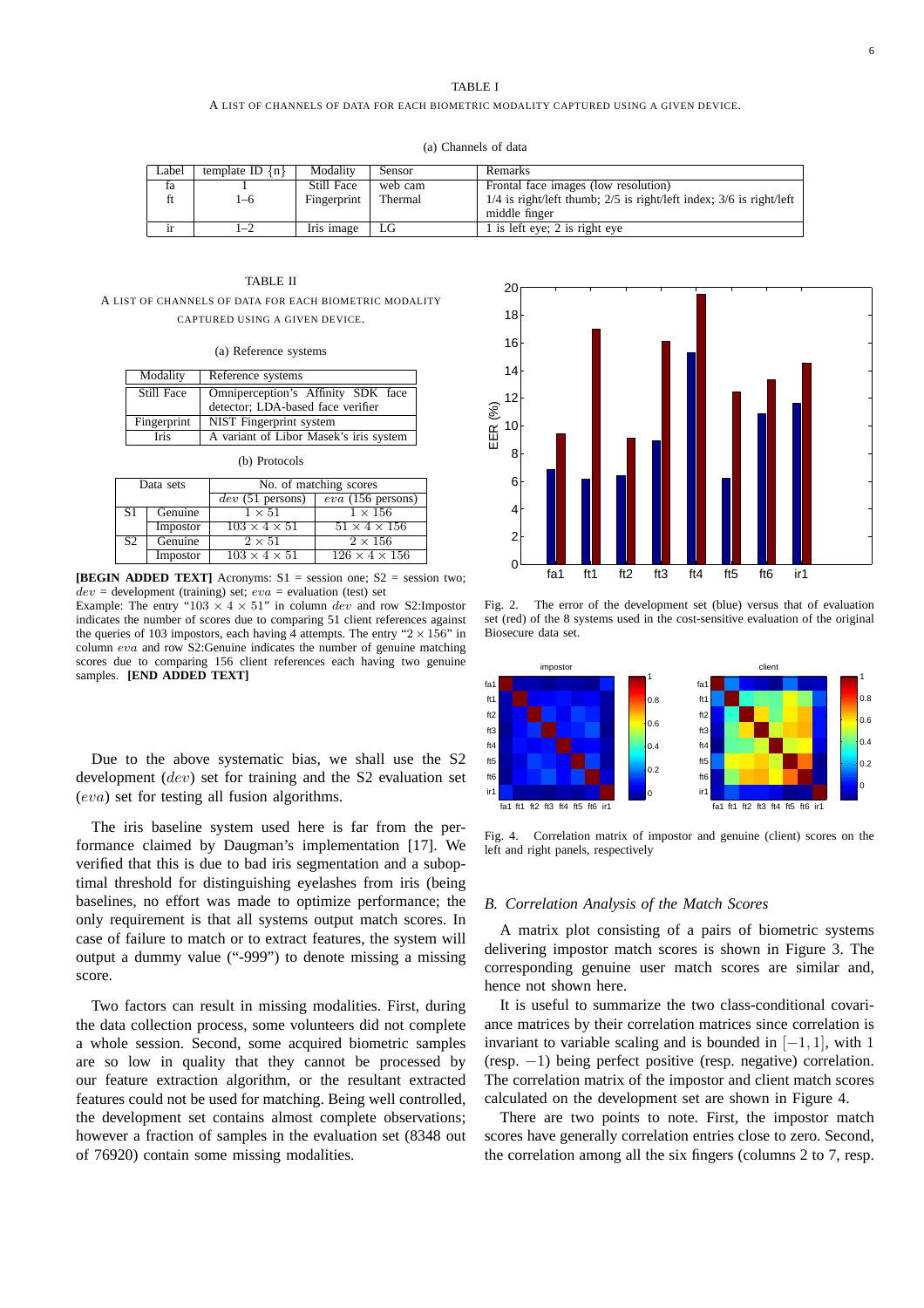TABLE I

A LIST OF CHANNELS OF DATA FOR EACH BIOMETRIC MODALITY CAPTURED USING A GIVEN DEVICE.

(a) Channels of data

| Label | template ID {n} | Modality | Sensor | Remarks |
|---|---|---|---|---|
| fa | 1 | Still Face | web cam | Frontal face images (low resolution) |
| ft | 1–6 | Fingerprint | Thermal | 1/4 is right/left thumb; 2/5 is right/left index; 3/6 is right/left middle finger |
| ir | 1–2 | Iris image | LG | 1 is left eye; 2 is right eye |

TABLE II

A LIST OF CHANNELS OF DATA FOR EACH BIOMETRIC MODALITY CAPTURED USING A GIVEN DEVICE.

(a) Reference systems

| Modality | Reference systems |
|---|---|
| Still Face | Omniperception's Affinity SDK face detector; LDA-based face verifier |
| Fingerprint | NIST Fingerprint system |
| Iris | A variant of Libor Masek's iris system |

(b) Protocols

| Data sets | | No. of matching scores | |
|---|---|---|---|
| | | $dev$ (51 persons) | $eva$ (156 persons) |
| S1 | Genuine | $1 \times 51$ | $1 \times 156$ |
| | Impostor | $103 \times 4 \times 51$ | $51 \times 4 \times 156$ |
| S2 | Genuine | $2 \times 51$ | $2 \times 156$ |
| | Impostor | $103 \times 4 \times 51$ | $126 \times 4 \times 156$ |

**[BEGIN ADDED TEXT]** Acronyms: S1 = session one; S2 = session two; $dev$ = development (training) set; $eva$ = evaluation (test) set
Example: The entry "$103 \times 4 \times 51$" in column $dev$ and row S2:Impostor indicates the number of scores due to comparing 51 client references against the queries of 103 impostors, each having 4 attempts. The entry "$2 \times 156$" in column $eva$ and row S2:Genuine indicates the number of genuine matching scores due to comparing 156 client references each having two genuine samples. **[END ADDED TEXT]**

Due to the above systematic bias, we shall use the S2 development ($dev$) set for training and the S2 evaluation set ($eva$) set for testing all fusion algorithms.

The iris baseline system used here is far from the performance claimed by Daugman's implementation [17]. We verified that this is due to bad iris segmentation and a suboptimal threshold for distinguishing eyelashes from iris (being baselines, no effort was made to optimize performance; the only requirement is that all systems output match scores. In case of failure to match or to extract features, the system will output a dummy value ("-999") to denote missing a missing score.

Two factors can result in missing modalities. First, during the data collection process, some volunteers did not complete a whole session. Second, some acquired biometric samples are so low in quality that they cannot be processed by our feature extraction algorithm, or the resultant extracted features could not be used for matching. Being well controlled, the development set contains almost complete observations; however a fraction of samples in the evaluation set (8348 out of 76920) contain some missing modalities.

EER (%)
0 2 4 6 8 10 12 14 16 18 20
fa1 ft1 ft2 ft3 ft4 ft5 ft6 ir1

Fig. 2. The error of the development set (blue) versus that of evaluation set (red) of the 8 systems used in the cost-sensitive evaluation of the original Biosecure data set.

impostor
fa1 ft1 ft2 ft3 ft4 ft5 ft6 ir1
0 0.2 0.4 0.6 0.8 1

client
fa1 ft1 ft2 ft3 ft4 ft5 ft6 ir1
0 0.2 0.4 0.6 0.8 1

Fig. 4. Correlation matrix of impostor and genuine (client) scores on the left and right panels, respectively

### B. Correlation Analysis of the Match Scores

A matrix plot consisting of a pairs of biometric systems delivering impostor match scores is shown in Figure 3. The corresponding genuine user match scores are similar and, hence not shown here.

It is useful to summarize the two class-conditional covariance matrices by their correlation matrices since correlation is invariant to variable scaling and is bounded in $[-1, 1]$, with 1 (resp. $-1$) being perfect positive (resp. negative) correlation. The correlation matrix of the impostor and client match scores calculated on the development set are shown in Figure 4.

There are two points to note. First, the impostor match scores have generally correlation entries close to zero. Second, the correlation among all the six fingers (columns 2 to 7, resp.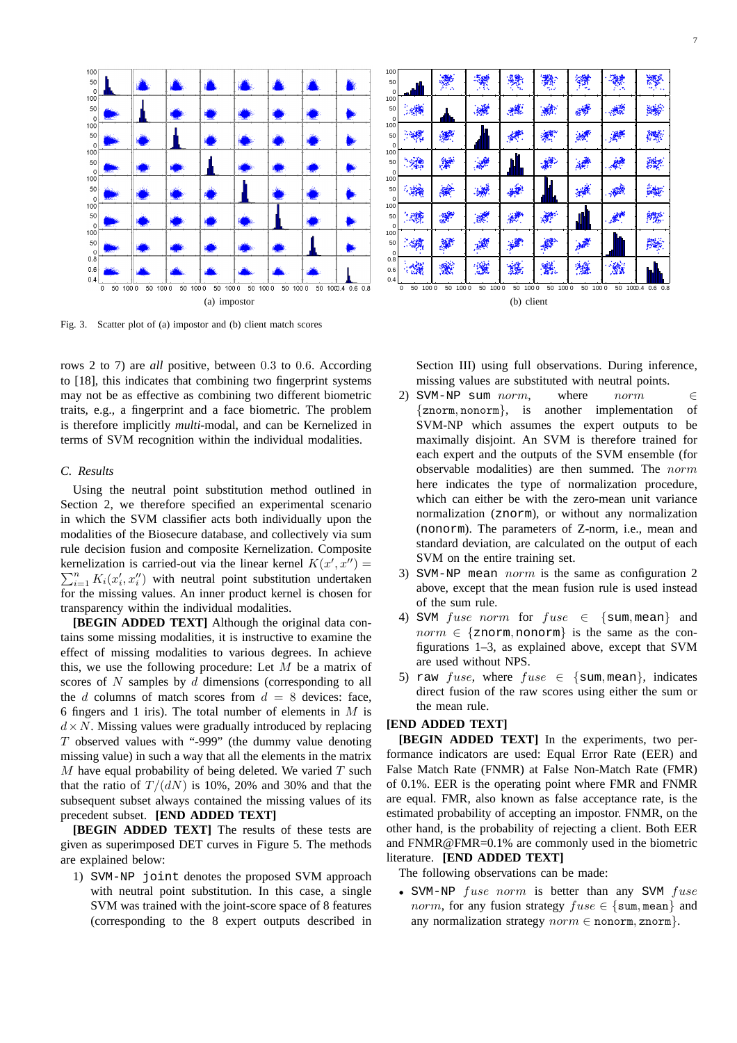(a) impostor

(b) client

Fig. 3. Scatter plot of (a) impostor and (b) client match scores

rows 2 to 7) are *all* positive, between 0.3 to 0.6. According to [18], this indicates that combining two fingerprint systems may not be as effective as combining two different biometric traits, e.g., a fingerprint and a face biometric. The problem is therefore implicitly *multi*-modal, and can be Kernelized in terms of SVM recognition within the individual modalities.

### C. Results

Using the neutral point substitution method outlined in Section 2, we therefore specified an experimental scenario in which the SVM classifier acts both individually upon the modalities of the Biosecure database, and collectively via sum rule decision fusion and composite Kernelization. Composite kernelization is carried-out via the linear kernel $K(x', x'') = \sum_{i=1}^{n} K_i(x'_i, x''_i)$ with neutral point substitution undertaken for the missing values. An inner product kernel is chosen for transparency within the individual modalities.

**[BEGIN ADDED TEXT]** Although the original data contains some missing modalities, it is instructive to examine the effect of missing modalities to various degrees. In achieve this, we use the following procedure: Let $M$ be a matrix of scores of $N$ samples by $d$ dimensions (corresponding to all the $d$ columns of match scores from $d = 8$ devices: face, 6 fingers and 1 iris). The total number of elements in $M$ is $d \times N$. Missing values were gradually introduced by replacing $T$ observed values with "-999" (the dummy value denoting missing value) in such a way that all the elements in the matrix $M$ have equal probability of being deleted. We varied $T$ such that the ratio of $T/(dN)$ is 10%, 20% and 30% and that the subsequent subset always contained the missing values of its precedent subset. **[END ADDED TEXT]**

**[BEGIN ADDED TEXT]** The results of these tests are given as superimposed DET curves in Figure 5. The methods are explained below:

1) `SVM-NP joint` denotes the proposed SVM approach with neutral point substitution. In this case, a single SVM was trained with the joint-score space of 8 features (corresponding to the 8 expert outputs described in Section III) using full observations. During inference, missing values are substituted with neutral points.
2) `SVM-NP sum` $norm$, where $norm \in \{$`znorm`, `nonorm`$\}$, is another implementation of SVM-NP which assumes the expert outputs to be maximally disjoint. An SVM is therefore trained for each expert and the outputs of the SVM ensemble (for observable modalities) are then summed. The $norm$ here indicates the type of normalization procedure, which can either be with the zero-mean unit variance normalization (`znorm`), or without any normalization (`nonorm`). The parameters of Z-norm, i.e., mean and standard deviation, are calculated on the output of each SVM on the entire training set.
3) `SVM-NP mean` $norm$ is the same as configuration 2 above, except that the mean fusion rule is used instead of the sum rule.
4) `SVM` $fuse$ $norm$ for $fuse \in \{$`sum`, `mean`$\}$ and $norm \in \{$`znorm`, `nonorm`$\}$ is the same as the configurations 1–3, as explained above, except that SVM are used without NPS.
5) `raw` $fuse$, where $fuse \in \{$`sum`, `mean`$\}$, indicates direct fusion of the raw scores using either the sum or the mean rule.

**[END ADDED TEXT]**

**[BEGIN ADDED TEXT]** In the experiments, two performance indicators are used: Equal Error Rate (EER) and False Match Rate (FNMR) at False Non-Match Rate (FMR) of 0.1%. EER is the operating point where FMR and FNMR are equal. FMR, also known as false acceptance rate, is the estimated probability of accepting an impostor. FNMR, on the other hand, is the probability of rejecting a client. Both EER and FNMR@FMR=0.1% are commonly used in the biometric literature. **[END ADDED TEXT]**

The following observations can be made:

- `SVM-NP` $fuse$ $norm$ is better than any `SVM` $fuse$ $norm$, for any fusion strategy $fuse \in \{$`sum`, `mean`$\}$ and any normalization strategy $norm \in$ `nonorm`, `znorm`$\}$.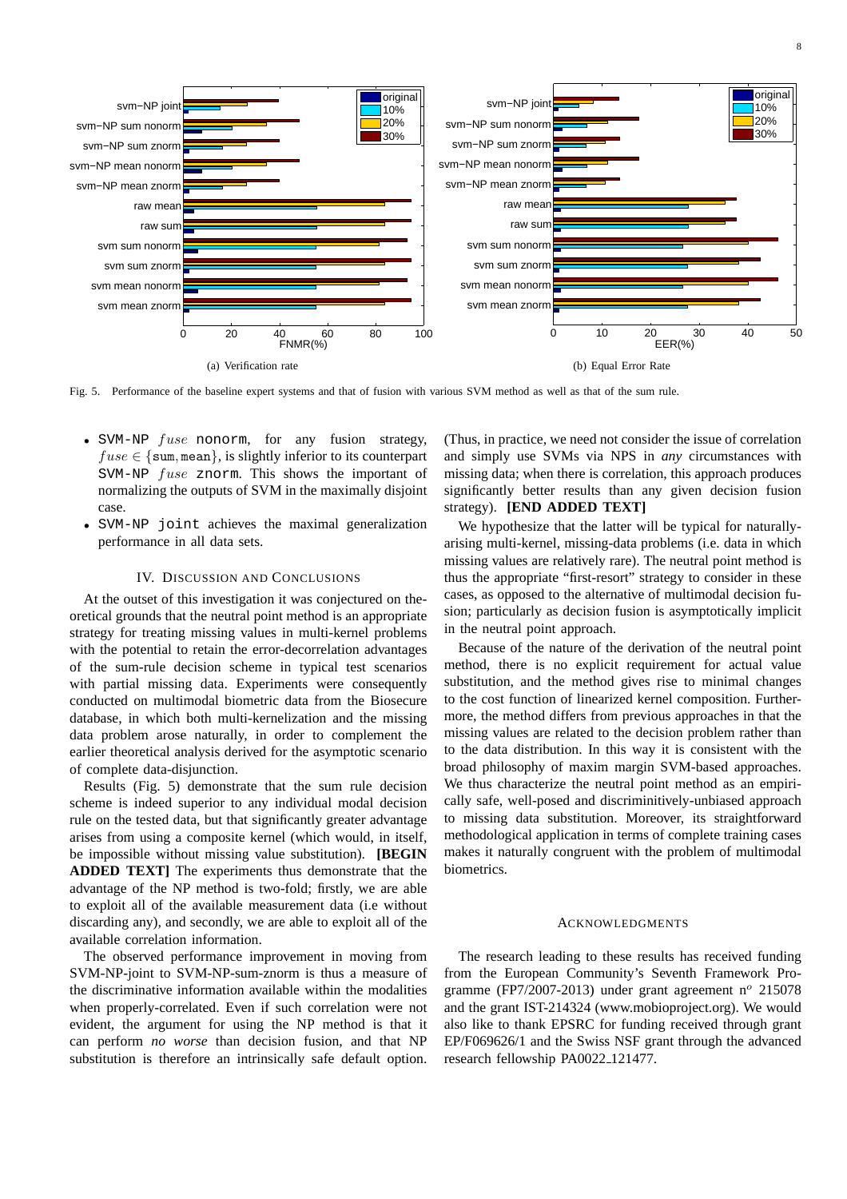svm−NP joint
svm−NP sum nonorm
svm−NP sum znorm
svm−NP mean nonorm
svm−NP mean znorm
raw mean
raw sum
svm sum nonorm
svm sum znorm
svm mean nonorm
svm mean znorm

original
10%
20%
30%

0 20 40 60 80 100
FNMR(%)

(a) Verification rate

svm−NP joint
svm−NP sum nonorm
svm−NP sum znorm
svm−NP mean nonorm
svm−NP mean znorm
raw mean
raw sum
svm sum nonorm
svm sum znorm
svm mean nonorm
svm mean znorm

original
10%
20%
30%

0 10 20 30 40 50
EER(%)

(b) Equal Error Rate

Fig. 5. Performance of the baseline expert systems and that of fusion with various SVM method as well as that of the sum rule.

- `SVM-NP` $fuse$ `nonorm`, for any fusion strategy, $fuse \in \{\texttt{sum}, \texttt{mean}\}$, is slightly inferior to its counterpart `SVM-NP` $fuse$ `znorm`. This shows the important of normalizing the outputs of SVM in the maximally disjoint case.
- `SVM-NP joint` achieves the maximal generalization performance in all data sets.

## IV. Discussion and Conclusions

At the outset of this investigation it was conjectured on theoretical grounds that the neutral point method is an appropriate strategy for treating missing values in multi-kernel problems with the potential to retain the error-decorrelation advantages of the sum-rule decision scheme in typical test scenarios with partial missing data. Experiments were consequently conducted on multimodal biometric data from the Biosecure database, in which both multi-kernelization and the missing data problem arose naturally, in order to complement the earlier theoretical analysis derived for the asymptotic scenario of complete data-disjunction.

Results (Fig. 5) demonstrate that the sum rule decision scheme is indeed superior to any individual modal decision rule on the tested data, but that significantly greater advantage arises from using a composite kernel (which would, in itself, be impossible without missing value substitution). **[BEGIN ADDED TEXT]** The experiments thus demonstrate that the advantage of the NP method is two-fold; firstly, we are able to exploit all of the available measurement data (i.e without discarding any), and secondly, we are able to exploit all of the available correlation information.

The observed performance improvement in moving from SVM-NP-joint to SVM-NP-sum-znorm is thus a measure of the discriminative information available within the modalities when properly-correlated. Even if such correlation were not evident, the argument for using the NP method is that it can perform *no worse* than decision fusion, and that NP substitution is therefore an intrinsically safe default option. (Thus, in practice, we need not consider the issue of correlation and simply use SVMs via NPS in *any* circumstances with missing data; when there is correlation, this approach produces significantly better results than any given decision fusion strategy). **[END ADDED TEXT]**

We hypothesize that the latter will be typical for naturally-arising multi-kernel, missing-data problems (i.e. data in which missing values are relatively rare). The neutral point method is thus the appropriate "first-resort" strategy to consider in these cases, as opposed to the alternative of multimodal decision fusion; particularly as decision fusion is asymptotically implicit in the neutral point approach.

Because of the nature of the derivation of the neutral point method, there is no explicit requirement for actual value substitution, and the method gives rise to minimal changes to the cost function of linearized kernel composition. Furthermore, the method differs from previous approaches in that the missing values are related to the decision problem rather than to the data distribution. In this way it is consistent with the broad philosophy of maxim margin SVM-based approaches. We thus characterize the neutral point method as an empirically safe, well-posed and discriminitively-unbiased approach to missing data substitution. Moreover, its straightforward methodological application in terms of complete training cases makes it naturally congruent with the problem of multimodal biometrics.

## Acknowledgments

The research leading to these results has received funding from the European Community's Seventh Framework Programme (FP7/2007-2013) under grant agreement n$^o$ 215078 and the grant IST-214324 (www.mobioproject.org). We would also like to thank EPSRC for funding received through grant EP/F069626/1 and the Swiss NSF grant through the advanced research fellowship PA0022_121477.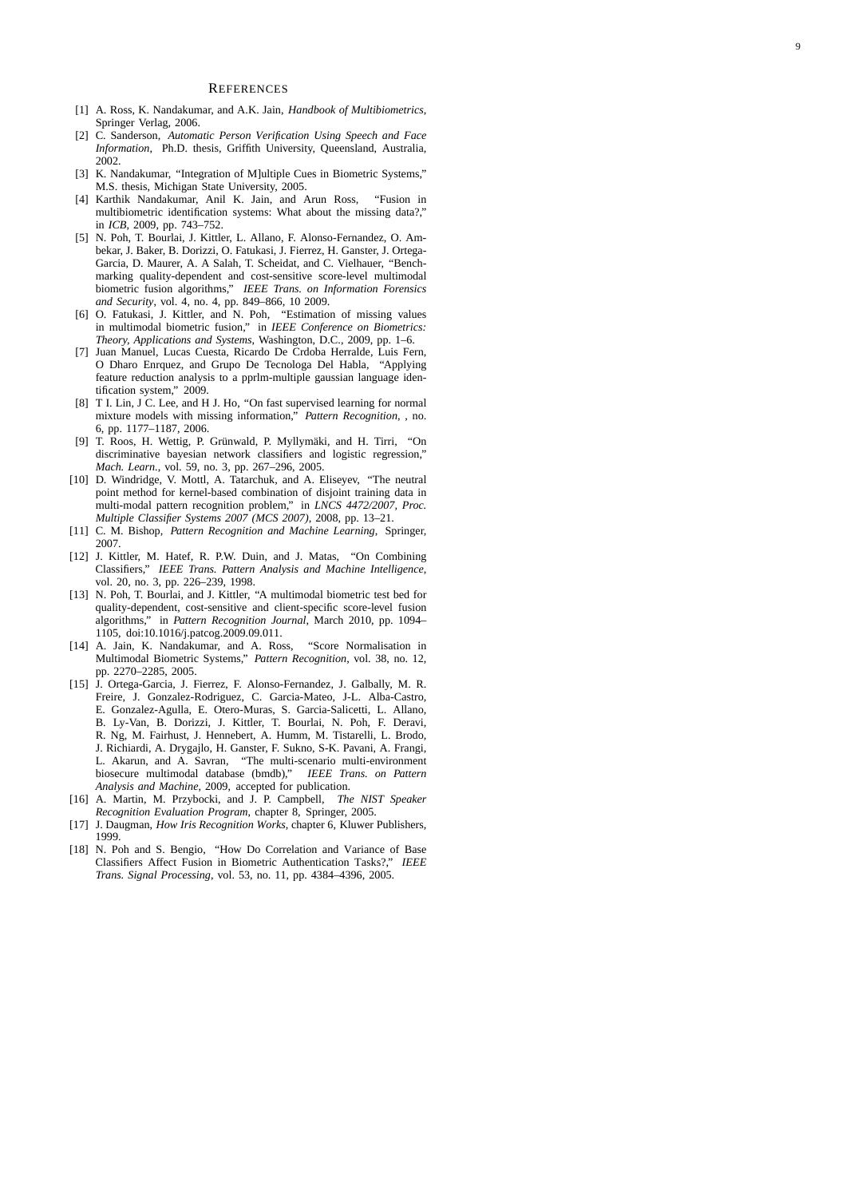## REFERENCES

[1] A. Ross, K. Nandakumar, and A.K. Jain, *Handbook of Multibiometrics*, Springer Verlag, 2006.

[2] C. Sanderson, *Automatic Person Verification Using Speech and Face Information*, Ph.D. thesis, Griffith University, Queensland, Australia, 2002.

[3] K. Nandakumar, "Integration of M]ultiple Cues in Biometric Systems," M.S. thesis, Michigan State University, 2005.

[4] Karthik Nandakumar, Anil K. Jain, and Arun Ross, "Fusion in multibiometric identification systems: What about the missing data?," in *ICB*, 2009, pp. 743–752.

[5] N. Poh, T. Bourlai, J. Kittler, L. Allano, F. Alonso-Fernandez, O. Ambekar, J. Baker, B. Dorizzi, O. Fatukasi, J. Fierrez, H. Ganster, J. Ortega-Garcia, D. Maurer, A. A Salah, T. Scheidat, and C. Vielhauer, "Benchmarking quality-dependent and cost-sensitive score-level multimodal biometric fusion algorithms," *IEEE Trans. on Information Forensics and Security*, vol. 4, no. 4, pp. 849–866, 10 2009.

[6] O. Fatukasi, J. Kittler, and N. Poh, "Estimation of missing values in multimodal biometric fusion," in *IEEE Conference on Biometrics: Theory, Applications and Systems*, Washington, D.C., 2009, pp. 1–6.

[7] Juan Manuel, Lucas Cuesta, Ricardo De Crdoba Herralde, Luis Fern, O Dharo Enrquez, and Grupo De Tecnologa Del Habla, "Applying feature reduction analysis to a pprlm-multiple gaussian language identification system," 2009.

[8] T I. Lin, J C. Lee, and H J. Ho, "On fast supervised learning for normal mixture models with missing information," *Pattern Recognition*, , no. 6, pp. 1177–1187, 2006.

[9] T. Roos, H. Wettig, P. Grünwald, P. Myllymäki, and H. Tirri, "On discriminative bayesian network classifiers and logistic regression," *Mach. Learn.*, vol. 59, no. 3, pp. 267–296, 2005.

[10] D. Windridge, V. Mottl, A. Tatarchuk, and A. Eliseyev, "The neutral point method for kernel-based combination of disjoint training data in multi-modal pattern recognition problem," in *LNCS 4472/2007, Proc. Multiple Classifier Systems 2007 (MCS 2007)*, 2008, pp. 13–21.

[11] C. M. Bishop, *Pattern Recognition and Machine Learning*, Springer, 2007.

[12] J. Kittler, M. Hatef, R. P.W. Duin, and J. Matas, "On Combining Classifiers," *IEEE Trans. Pattern Analysis and Machine Intelligence*, vol. 20, no. 3, pp. 226–239, 1998.

[13] N. Poh, T. Bourlai, and J. Kittler, "A multimodal biometric test bed for quality-dependent, cost-sensitive and client-specific score-level fusion algorithms," in *Pattern Recognition Journal*, March 2010, pp. 1094–1105, doi:10.1016/j.patcog.2009.09.011.

[14] A. Jain, K. Nandakumar, and A. Ross, "Score Normalisation in Multimodal Biometric Systems," *Pattern Recognition*, vol. 38, no. 12, pp. 2270–2285, 2005.

[15] J. Ortega-Garcia, J. Fierrez, F. Alonso-Fernandez, J. Galbally, M. R. Freire, J. Gonzalez-Rodriguez, C. Garcia-Mateo, J-L. Alba-Castro, E. Gonzalez-Agulla, E. Otero-Muras, S. Garcia-Salicetti, L. Allano, B. Ly-Van, B. Dorizzi, J. Kittler, T. Bourlai, N. Poh, F. Deravi, R. Ng, M. Fairhust, J. Hennebert, A. Humm, M. Tistarelli, L. Brodo, J. Richiardi, A. Drygajlo, H. Ganster, F. Sukno, S-K. Pavani, A. Frangi, L. Akarun, and A. Savran, "The multi-scenario multi-environment biosecure multimodal database (bmdb)," *IEEE Trans. on Pattern Analysis and Machine*, 2009, accepted for publication.

[16] A. Martin, M. Przybocki, and J. P. Campbell, *The NIST Speaker Recognition Evaluation Program*, chapter 8, Springer, 2005.

[17] J. Daugman, *How Iris Recognition Works*, chapter 6, Kluwer Publishers, 1999.

[18] N. Poh and S. Bengio, "How Do Correlation and Variance of Base Classifiers Affect Fusion in Biometric Authentication Tasks?," *IEEE Trans. Signal Processing*, vol. 53, no. 11, pp. 4384–4396, 2005.